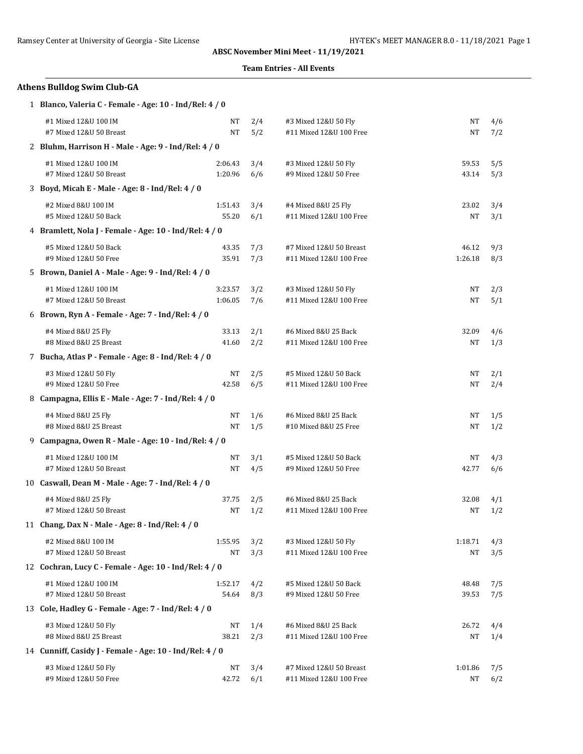ABSC November Mini Meet - 11/19/2021

Team Entries - All Events

## Athens Bulldog Swim Club-GA

**1 Blanco, Valeria C - Female - Age: 10 - Ind/Rel: 4 / 0**

| Event | Seed | Heat/Lane | Event | Seed | Heat/Lane |
|---|---|---|---|---|---|
| #1 Mixed 12&U 100 IM | NT | 2/4 | #3 Mixed 12&U 50 Fly | NT | 4/6 |
| #7 Mixed 12&U 50 Breast | NT | 5/2 | #11 Mixed 12&U 100 Free | NT | 7/2 |

**2 Bluhm, Harrison H - Male - Age: 9 - Ind/Rel: 4 / 0**

| Event | Seed | Heat/Lane | Event | Seed | Heat/Lane |
|---|---|---|---|---|---|
| #1 Mixed 12&U 100 IM | 2:06.43 | 3/4 | #3 Mixed 12&U 50 Fly | 59.53 | 5/5 |
| #7 Mixed 12&U 50 Breast | 1:20.96 | 6/6 | #9 Mixed 12&U 50 Free | 43.14 | 5/3 |

**3 Boyd, Micah E - Male - Age: 8 - Ind/Rel: 4 / 0**

| Event | Seed | Heat/Lane | Event | Seed | Heat/Lane |
|---|---|---|---|---|---|
| #2 Mixed 8&U 100 IM | 1:51.43 | 3/4 | #4 Mixed 8&U 25 Fly | 23.02 | 3/4 |
| #5 Mixed 12&U 50 Back | 55.20 | 6/1 | #11 Mixed 12&U 100 Free | NT | 3/1 |

**4 Bramlett, Nola J - Female - Age: 10 - Ind/Rel: 4 / 0**

| Event | Seed | Heat/Lane | Event | Seed | Heat/Lane |
|---|---|---|---|---|---|
| #5 Mixed 12&U 50 Back | 43.35 | 7/3 | #7 Mixed 12&U 50 Breast | 46.12 | 9/3 |
| #9 Mixed 12&U 50 Free | 35.91 | 7/3 | #11 Mixed 12&U 100 Free | 1:26.18 | 8/3 |

**5 Brown, Daniel A - Male - Age: 9 - Ind/Rel: 4 / 0**

| Event | Seed | Heat/Lane | Event | Seed | Heat/Lane |
|---|---|---|---|---|---|
| #1 Mixed 12&U 100 IM | 3:23.57 | 3/2 | #3 Mixed 12&U 50 Fly | NT | 2/3 |
| #7 Mixed 12&U 50 Breast | 1:06.05 | 7/6 | #11 Mixed 12&U 100 Free | NT | 5/1 |

**6 Brown, Ryn A - Female - Age: 7 - Ind/Rel: 4 / 0**

| Event | Seed | Heat/Lane | Event | Seed | Heat/Lane |
|---|---|---|---|---|---|
| #4 Mixed 8&U 25 Fly | 33.13 | 2/1 | #6 Mixed 8&U 25 Back | 32.09 | 4/6 |
| #8 Mixed 8&U 25 Breast | 41.60 | 2/2 | #11 Mixed 12&U 100 Free | NT | 1/3 |

**7 Bucha, Atlas P - Female - Age: 8 - Ind/Rel: 4 / 0**

| Event | Seed | Heat/Lane | Event | Seed | Heat/Lane |
|---|---|---|---|---|---|
| #3 Mixed 12&U 50 Fly | NT | 2/5 | #5 Mixed 12&U 50 Back | NT | 2/1 |
| #9 Mixed 12&U 50 Free | 42.58 | 6/5 | #11 Mixed 12&U 100 Free | NT | 2/4 |

**8 Campagna, Ellis E - Male - Age: 7 - Ind/Rel: 4 / 0**

| Event | Seed | Heat/Lane | Event | Seed | Heat/Lane |
|---|---|---|---|---|---|
| #4 Mixed 8&U 25 Fly | NT | 1/6 | #6 Mixed 8&U 25 Back | NT | 1/5 |
| #8 Mixed 8&U 25 Breast | NT | 1/5 | #10 Mixed 8&U 25 Free | NT | 1/2 |

**9 Campagna, Owen R - Male - Age: 10 - Ind/Rel: 4 / 0**

| Event | Seed | Heat/Lane | Event | Seed | Heat/Lane |
|---|---|---|---|---|---|
| #1 Mixed 12&U 100 IM | NT | 3/1 | #5 Mixed 12&U 50 Back | NT | 4/3 |
| #7 Mixed 12&U 50 Breast | NT | 4/5 | #9 Mixed 12&U 50 Free | 42.77 | 6/6 |

**10 Caswall, Dean M - Male - Age: 7 - Ind/Rel: 4 / 0**

| Event | Seed | Heat/Lane | Event | Seed | Heat/Lane |
|---|---|---|---|---|---|
| #4 Mixed 8&U 25 Fly | 37.75 | 2/5 | #6 Mixed 8&U 25 Back | 32.08 | 4/1 |
| #7 Mixed 12&U 50 Breast | NT | 1/2 | #11 Mixed 12&U 100 Free | NT | 1/2 |

**11 Chang, Dax N - Male - Age: 8 - Ind/Rel: 4 / 0**

| Event | Seed | Heat/Lane | Event | Seed | Heat/Lane |
|---|---|---|---|---|---|
| #2 Mixed 8&U 100 IM | 1:55.95 | 3/2 | #3 Mixed 12&U 50 Fly | 1:18.71 | 4/3 |
| #7 Mixed 12&U 50 Breast | NT | 3/3 | #11 Mixed 12&U 100 Free | NT | 3/5 |

**12 Cochran, Lucy C - Female - Age: 10 - Ind/Rel: 4 / 0**

| Event | Seed | Heat/Lane | Event | Seed | Heat/Lane |
|---|---|---|---|---|---|
| #1 Mixed 12&U 100 IM | 1:52.17 | 4/2 | #5 Mixed 12&U 50 Back | 48.48 | 7/5 |
| #7 Mixed 12&U 50 Breast | 54.64 | 8/3 | #9 Mixed 12&U 50 Free | 39.53 | 7/5 |

**13 Cole, Hadley G - Female - Age: 7 - Ind/Rel: 4 / 0**

| Event | Seed | Heat/Lane | Event | Seed | Heat/Lane |
|---|---|---|---|---|---|
| #3 Mixed 12&U 50 Fly | NT | 1/4 | #6 Mixed 8&U 25 Back | 26.72 | 4/4 |
| #8 Mixed 8&U 25 Breast | 38.21 | 2/3 | #11 Mixed 12&U 100 Free | NT | 1/4 |

**14 Cunniff, Casidy J - Female - Age: 10 - Ind/Rel: 4 / 0**

| Event | Seed | Heat/Lane | Event | Seed | Heat/Lane |
|---|---|---|---|---|---|
| #3 Mixed 12&U 50 Fly | NT | 3/4 | #7 Mixed 12&U 50 Breast | 1:01.86 | 7/5 |
| #9 Mixed 12&U 50 Free | 42.72 | 6/1 | #11 Mixed 12&U 100 Free | NT | 6/2 |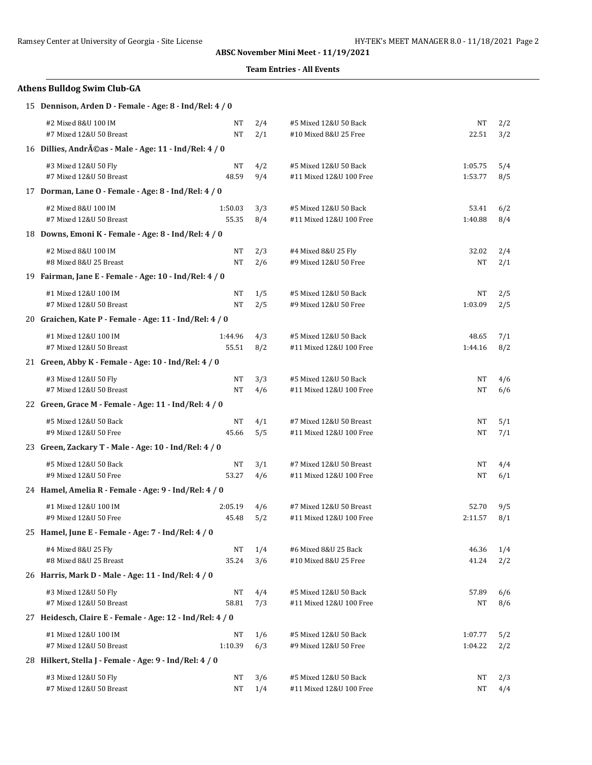**ABSC November Mini Meet - 11/19/2021**

**Team Entries - All Events**

## Athens Bulldog Swim Club-GA

**15 Dennison, Arden D - Female - Age: 8 - Ind/Rel: 4 / 0**

| Event | Seed | Heat/Lane | Event | Seed | Heat/Lane |
|---|---|---|---|---|---|
| #2 Mixed 8&U 100 IM | NT | 2/4 | #5 Mixed 12&U 50 Back | NT | 2/2 |
| #7 Mixed 12&U 50 Breast | NT | 2/1 | #10 Mixed 8&U 25 Free | 22.51 | 3/2 |

**16 Dillies, AndrÃ©as - Male - Age: 11 - Ind/Rel: 4 / 0**

| Event | Seed | Heat/Lane | Event | Seed | Heat/Lane |
|---|---|---|---|---|---|
| #3 Mixed 12&U 50 Fly | NT | 4/2 | #5 Mixed 12&U 50 Back | 1:05.75 | 5/4 |
| #7 Mixed 12&U 50 Breast | 48.59 | 9/4 | #11 Mixed 12&U 100 Free | 1:53.77 | 8/5 |

**17 Dorman, Lane O - Female - Age: 8 - Ind/Rel: 4 / 0**

| Event | Seed | Heat/Lane | Event | Seed | Heat/Lane |
|---|---|---|---|---|---|
| #2 Mixed 8&U 100 IM | 1:50.03 | 3/3 | #5 Mixed 12&U 50 Back | 53.41 | 6/2 |
| #7 Mixed 12&U 50 Breast | 55.35 | 8/4 | #11 Mixed 12&U 100 Free | 1:40.88 | 8/4 |

**18 Downs, Emoni K - Female - Age: 8 - Ind/Rel: 4 / 0**

| Event | Seed | Heat/Lane | Event | Seed | Heat/Lane |
|---|---|---|---|---|---|
| #2 Mixed 8&U 100 IM | NT | 2/3 | #4 Mixed 8&U 25 Fly | 32.02 | 2/4 |
| #8 Mixed 8&U 25 Breast | NT | 2/6 | #9 Mixed 12&U 50 Free | NT | 2/1 |

**19 Fairman, Jane E - Female - Age: 10 - Ind/Rel: 4 / 0**

| Event | Seed | Heat/Lane | Event | Seed | Heat/Lane |
|---|---|---|---|---|---|
| #1 Mixed 12&U 100 IM | NT | 1/5 | #5 Mixed 12&U 50 Back | NT | 2/5 |
| #7 Mixed 12&U 50 Breast | NT | 2/5 | #9 Mixed 12&U 50 Free | 1:03.09 | 2/5 |

**20 Graichen, Kate P - Female - Age: 11 - Ind/Rel: 4 / 0**

| Event | Seed | Heat/Lane | Event | Seed | Heat/Lane |
|---|---|---|---|---|---|
| #1 Mixed 12&U 100 IM | 1:44.96 | 4/3 | #5 Mixed 12&U 50 Back | 48.65 | 7/1 |
| #7 Mixed 12&U 50 Breast | 55.51 | 8/2 | #11 Mixed 12&U 100 Free | 1:44.16 | 8/2 |

**21 Green, Abby K - Female - Age: 10 - Ind/Rel: 4 / 0**

| Event | Seed | Heat/Lane | Event | Seed | Heat/Lane |
|---|---|---|---|---|---|
| #3 Mixed 12&U 50 Fly | NT | 3/3 | #5 Mixed 12&U 50 Back | NT | 4/6 |
| #7 Mixed 12&U 50 Breast | NT | 4/6 | #11 Mixed 12&U 100 Free | NT | 6/6 |

**22 Green, Grace M - Female - Age: 11 - Ind/Rel: 4 / 0**

| Event | Seed | Heat/Lane | Event | Seed | Heat/Lane |
|---|---|---|---|---|---|
| #5 Mixed 12&U 50 Back | NT | 4/1 | #7 Mixed 12&U 50 Breast | NT | 5/1 |
| #9 Mixed 12&U 50 Free | 45.66 | 5/5 | #11 Mixed 12&U 100 Free | NT | 7/1 |

**23 Green, Zackary T - Male - Age: 10 - Ind/Rel: 4 / 0**

| Event | Seed | Heat/Lane | Event | Seed | Heat/Lane |
|---|---|---|---|---|---|
| #5 Mixed 12&U 50 Back | NT | 3/1 | #7 Mixed 12&U 50 Breast | NT | 4/4 |
| #9 Mixed 12&U 50 Free | 53.27 | 4/6 | #11 Mixed 12&U 100 Free | NT | 6/1 |

**24 Hamel, Amelia R - Female - Age: 9 - Ind/Rel: 4 / 0**

| Event | Seed | Heat/Lane | Event | Seed | Heat/Lane |
|---|---|---|---|---|---|
| #1 Mixed 12&U 100 IM | 2:05.19 | 4/6 | #7 Mixed 12&U 50 Breast | 52.70 | 9/5 |
| #9 Mixed 12&U 50 Free | 45.48 | 5/2 | #11 Mixed 12&U 100 Free | 2:11.57 | 8/1 |

**25 Hamel, June E - Female - Age: 7 - Ind/Rel: 4 / 0**

| Event | Seed | Heat/Lane | Event | Seed | Heat/Lane |
|---|---|---|---|---|---|
| #4 Mixed 8&U 25 Fly | NT | 1/4 | #6 Mixed 8&U 25 Back | 46.36 | 1/4 |
| #8 Mixed 8&U 25 Breast | 35.24 | 3/6 | #10 Mixed 8&U 25 Free | 41.24 | 2/2 |

**26 Harris, Mark D - Male - Age: 11 - Ind/Rel: 4 / 0**

| Event | Seed | Heat/Lane | Event | Seed | Heat/Lane |
|---|---|---|---|---|---|
| #3 Mixed 12&U 50 Fly | NT | 4/4 | #5 Mixed 12&U 50 Back | 57.89 | 6/6 |
| #7 Mixed 12&U 50 Breast | 58.81 | 7/3 | #11 Mixed 12&U 100 Free | NT | 8/6 |

**27 Heidesch, Claire E - Female - Age: 12 - Ind/Rel: 4 / 0**

| Event | Seed | Heat/Lane | Event | Seed | Heat/Lane |
|---|---|---|---|---|---|
| #1 Mixed 12&U 100 IM | NT | 1/6 | #5 Mixed 12&U 50 Back | 1:07.77 | 5/2 |
| #7 Mixed 12&U 50 Breast | 1:10.39 | 6/3 | #9 Mixed 12&U 50 Free | 1:04.22 | 2/2 |

**28 Hilkert, Stella J - Female - Age: 9 - Ind/Rel: 4 / 0**

| Event | Seed | Heat/Lane | Event | Seed | Heat/Lane |
|---|---|---|---|---|---|
| #3 Mixed 12&U 50 Fly | NT | 3/6 | #5 Mixed 12&U 50 Back | NT | 2/3 |
| #7 Mixed 12&U 50 Breast | NT | 1/4 | #11 Mixed 12&U 100 Free | NT | 4/4 |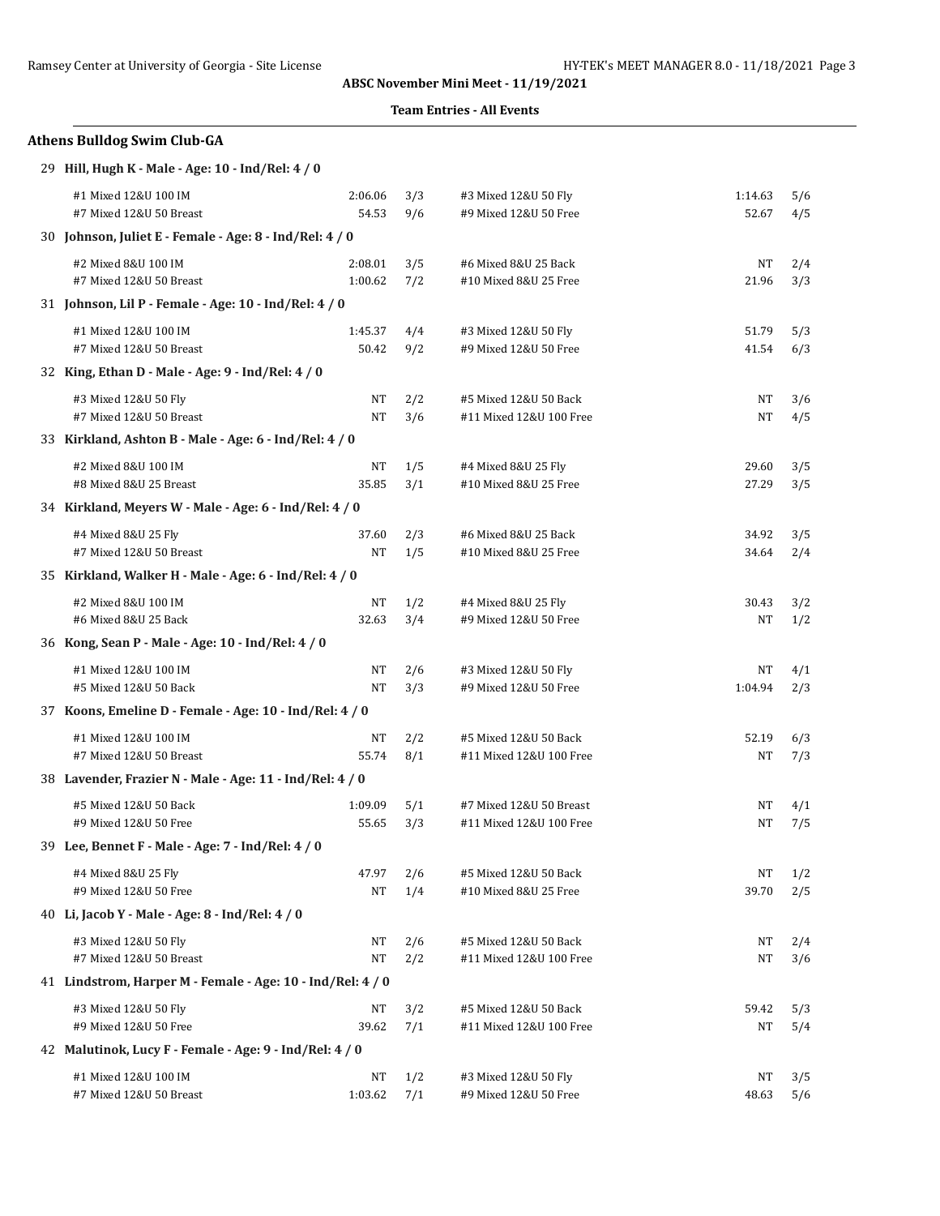**ABSC November Mini Meet - 11/19/2021**

**Team Entries - All Events**

## Athens Bulldog Swim Club-GA

**29 Hill, Hugh K - Male - Age: 10 - Ind/Rel: 4 / 0**

| Event | Seed | Heat/Lane | Event | Seed | Heat/Lane |
|---|---|---|---|---|---|
| #1 Mixed 12&U 100 IM | 2:06.06 | 3/3 | #3 Mixed 12&U 50 Fly | 1:14.63 | 5/6 |
| #7 Mixed 12&U 50 Breast | 54.53 | 9/6 | #9 Mixed 12&U 50 Free | 52.67 | 4/5 |

**30 Johnson, Juliet E - Female - Age: 8 - Ind/Rel: 4 / 0**

| Event | Seed | Heat/Lane | Event | Seed | Heat/Lane |
|---|---|---|---|---|---|
| #2 Mixed 8&U 100 IM | 2:08.01 | 3/5 | #6 Mixed 8&U 25 Back | NT | 2/4 |
| #7 Mixed 12&U 50 Breast | 1:00.62 | 7/2 | #10 Mixed 8&U 25 Free | 21.96 | 3/3 |

**31 Johnson, Lil P - Female - Age: 10 - Ind/Rel: 4 / 0**

| Event | Seed | Heat/Lane | Event | Seed | Heat/Lane |
|---|---|---|---|---|---|
| #1 Mixed 12&U 100 IM | 1:45.37 | 4/4 | #3 Mixed 12&U 50 Fly | 51.79 | 5/3 |
| #7 Mixed 12&U 50 Breast | 50.42 | 9/2 | #9 Mixed 12&U 50 Free | 41.54 | 6/3 |

**32 King, Ethan D - Male - Age: 9 - Ind/Rel: 4 / 0**

| Event | Seed | Heat/Lane | Event | Seed | Heat/Lane |
|---|---|---|---|---|---|
| #3 Mixed 12&U 50 Fly | NT | 2/2 | #5 Mixed 12&U 50 Back | NT | 3/6 |
| #7 Mixed 12&U 50 Breast | NT | 3/6 | #11 Mixed 12&U 100 Free | NT | 4/5 |

**33 Kirkland, Ashton B - Male - Age: 6 - Ind/Rel: 4 / 0**

| Event | Seed | Heat/Lane | Event | Seed | Heat/Lane |
|---|---|---|---|---|---|
| #2 Mixed 8&U 100 IM | NT | 1/5 | #4 Mixed 8&U 25 Fly | 29.60 | 3/5 |
| #8 Mixed 8&U 25 Breast | 35.85 | 3/1 | #10 Mixed 8&U 25 Free | 27.29 | 3/5 |

**34 Kirkland, Meyers W - Male - Age: 6 - Ind/Rel: 4 / 0**

| Event | Seed | Heat/Lane | Event | Seed | Heat/Lane |
|---|---|---|---|---|---|
| #4 Mixed 8&U 25 Fly | 37.60 | 2/3 | #6 Mixed 8&U 25 Back | 34.92 | 3/5 |
| #7 Mixed 12&U 50 Breast | NT | 1/5 | #10 Mixed 8&U 25 Free | 34.64 | 2/4 |

**35 Kirkland, Walker H - Male - Age: 6 - Ind/Rel: 4 / 0**

| Event | Seed | Heat/Lane | Event | Seed | Heat/Lane |
|---|---|---|---|---|---|
| #2 Mixed 8&U 100 IM | NT | 1/2 | #4 Mixed 8&U 25 Fly | 30.43 | 3/2 |
| #6 Mixed 8&U 25 Back | 32.63 | 3/4 | #9 Mixed 12&U 50 Free | NT | 1/2 |

**36 Kong, Sean P - Male - Age: 10 - Ind/Rel: 4 / 0**

| Event | Seed | Heat/Lane | Event | Seed | Heat/Lane |
|---|---|---|---|---|---|
| #1 Mixed 12&U 100 IM | NT | 2/6 | #3 Mixed 12&U 50 Fly | NT | 4/1 |
| #5 Mixed 12&U 50 Back | NT | 3/3 | #9 Mixed 12&U 50 Free | 1:04.94 | 2/3 |

**37 Koons, Emeline D - Female - Age: 10 - Ind/Rel: 4 / 0**

| Event | Seed | Heat/Lane | Event | Seed | Heat/Lane |
|---|---|---|---|---|---|
| #1 Mixed 12&U 100 IM | NT | 2/2 | #5 Mixed 12&U 50 Back | 52.19 | 6/3 |
| #7 Mixed 12&U 50 Breast | 55.74 | 8/1 | #11 Mixed 12&U 100 Free | NT | 7/3 |

**38 Lavender, Frazier N - Male - Age: 11 - Ind/Rel: 4 / 0**

| Event | Seed | Heat/Lane | Event | Seed | Heat/Lane |
|---|---|---|---|---|---|
| #5 Mixed 12&U 50 Back | 1:09.09 | 5/1 | #7 Mixed 12&U 50 Breast | NT | 4/1 |
| #9 Mixed 12&U 50 Free | 55.65 | 3/3 | #11 Mixed 12&U 100 Free | NT | 7/5 |

**39 Lee, Bennet F - Male - Age: 7 - Ind/Rel: 4 / 0**

| Event | Seed | Heat/Lane | Event | Seed | Heat/Lane |
|---|---|---|---|---|---|
| #4 Mixed 8&U 25 Fly | 47.97 | 2/6 | #5 Mixed 12&U 50 Back | NT | 1/2 |
| #9 Mixed 12&U 50 Free | NT | 1/4 | #10 Mixed 8&U 25 Free | 39.70 | 2/5 |

**40 Li, Jacob Y - Male - Age: 8 - Ind/Rel: 4 / 0**

| Event | Seed | Heat/Lane | Event | Seed | Heat/Lane |
|---|---|---|---|---|---|
| #3 Mixed 12&U 50 Fly | NT | 2/6 | #5 Mixed 12&U 50 Back | NT | 2/4 |
| #7 Mixed 12&U 50 Breast | NT | 2/2 | #11 Mixed 12&U 100 Free | NT | 3/6 |

**41 Lindstrom, Harper M - Female - Age: 10 - Ind/Rel: 4 / 0**

| Event | Seed | Heat/Lane | Event | Seed | Heat/Lane |
|---|---|---|---|---|---|
| #3 Mixed 12&U 50 Fly | NT | 3/2 | #5 Mixed 12&U 50 Back | 59.42 | 5/3 |
| #9 Mixed 12&U 50 Free | 39.62 | 7/1 | #11 Mixed 12&U 100 Free | NT | 5/4 |

**42 Malutinok, Lucy F - Female - Age: 9 - Ind/Rel: 4 / 0**

| Event | Seed | Heat/Lane | Event | Seed | Heat/Lane |
|---|---|---|---|---|---|
| #1 Mixed 12&U 100 IM | NT | 1/2 | #3 Mixed 12&U 50 Fly | NT | 3/5 |
| #7 Mixed 12&U 50 Breast | 1:03.62 | 7/1 | #9 Mixed 12&U 50 Free | 48.63 | 5/6 |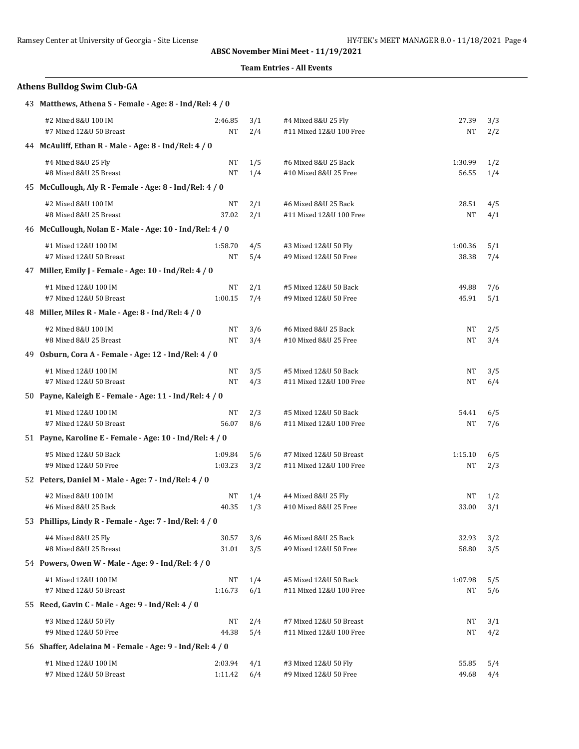**ABSC November Mini Meet - 11/19/2021**

**Team Entries - All Events**

## Athens Bulldog Swim Club-GA

**43 Matthews, Athena S - Female - Age: 8 - Ind/Rel: 4 / 0**

| Event | Time | Heat/Lane | Event | Time | Heat/Lane |
|---|---|---|---|---|---|
| #2 Mixed 8&U 100 IM | 2:46.85 | 3/1 | #4 Mixed 8&U 25 Fly | 27.39 | 3/3 |
| #7 Mixed 12&U 50 Breast | NT | 2/4 | #11 Mixed 12&U 100 Free | NT | 2/2 |

**44 McAuliff, Ethan R - Male - Age: 8 - Ind/Rel: 4 / 0**

| Event | Time | Heat/Lane | Event | Time | Heat/Lane |
|---|---|---|---|---|---|
| #4 Mixed 8&U 25 Fly | NT | 1/5 | #6 Mixed 8&U 25 Back | 1:30.99 | 1/2 |
| #8 Mixed 8&U 25 Breast | NT | 1/4 | #10 Mixed 8&U 25 Free | 56.55 | 1/4 |

**45 McCullough, Aly R - Female - Age: 8 - Ind/Rel: 4 / 0**

| Event | Time | Heat/Lane | Event | Time | Heat/Lane |
|---|---|---|---|---|---|
| #2 Mixed 8&U 100 IM | NT | 2/1 | #6 Mixed 8&U 25 Back | 28.51 | 4/5 |
| #8 Mixed 8&U 25 Breast | 37.02 | 2/1 | #11 Mixed 12&U 100 Free | NT | 4/1 |

**46 McCullough, Nolan E - Male - Age: 10 - Ind/Rel: 4 / 0**

| Event | Time | Heat/Lane | Event | Time | Heat/Lane |
|---|---|---|---|---|---|
| #1 Mixed 12&U 100 IM | 1:58.70 | 4/5 | #3 Mixed 12&U 50 Fly | 1:00.36 | 5/1 |
| #7 Mixed 12&U 50 Breast | NT | 5/4 | #9 Mixed 12&U 50 Free | 38.38 | 7/4 |

**47 Miller, Emily J - Female - Age: 10 - Ind/Rel: 4 / 0**

| Event | Time | Heat/Lane | Event | Time | Heat/Lane |
|---|---|---|---|---|---|
| #1 Mixed 12&U 100 IM | NT | 2/1 | #5 Mixed 12&U 50 Back | 49.88 | 7/6 |
| #7 Mixed 12&U 50 Breast | 1:00.15 | 7/4 | #9 Mixed 12&U 50 Free | 45.91 | 5/1 |

**48 Miller, Miles R - Male - Age: 8 - Ind/Rel: 4 / 0**

| Event | Time | Heat/Lane | Event | Time | Heat/Lane |
|---|---|---|---|---|---|
| #2 Mixed 8&U 100 IM | NT | 3/6 | #6 Mixed 8&U 25 Back | NT | 2/5 |
| #8 Mixed 8&U 25 Breast | NT | 3/4 | #10 Mixed 8&U 25 Free | NT | 3/4 |

**49 Osburn, Cora A - Female - Age: 12 - Ind/Rel: 4 / 0**

| Event | Time | Heat/Lane | Event | Time | Heat/Lane |
|---|---|---|---|---|---|
| #1 Mixed 12&U 100 IM | NT | 3/5 | #5 Mixed 12&U 50 Back | NT | 3/5 |
| #7 Mixed 12&U 50 Breast | NT | 4/3 | #11 Mixed 12&U 100 Free | NT | 6/4 |

**50 Payne, Kaleigh E - Female - Age: 11 - Ind/Rel: 4 / 0**

| Event | Time | Heat/Lane | Event | Time | Heat/Lane |
|---|---|---|---|---|---|
| #1 Mixed 12&U 100 IM | NT | 2/3 | #5 Mixed 12&U 50 Back | 54.41 | 6/5 |
| #7 Mixed 12&U 50 Breast | 56.07 | 8/6 | #11 Mixed 12&U 100 Free | NT | 7/6 |

**51 Payne, Karoline E - Female - Age: 10 - Ind/Rel: 4 / 0**

| Event | Time | Heat/Lane | Event | Time | Heat/Lane |
|---|---|---|---|---|---|
| #5 Mixed 12&U 50 Back | 1:09.84 | 5/6 | #7 Mixed 12&U 50 Breast | 1:15.10 | 6/5 |
| #9 Mixed 12&U 50 Free | 1:03.23 | 3/2 | #11 Mixed 12&U 100 Free | NT | 2/3 |

**52 Peters, Daniel M - Male - Age: 7 - Ind/Rel: 4 / 0**

| Event | Time | Heat/Lane | Event | Time | Heat/Lane |
|---|---|---|---|---|---|
| #2 Mixed 8&U 100 IM | NT | 1/4 | #4 Mixed 8&U 25 Fly | NT | 1/2 |
| #6 Mixed 8&U 25 Back | 40.35 | 1/3 | #10 Mixed 8&U 25 Free | 33.00 | 3/1 |

**53 Phillips, Lindy R - Female - Age: 7 - Ind/Rel: 4 / 0**

| Event | Time | Heat/Lane | Event | Time | Heat/Lane |
|---|---|---|---|---|---|
| #4 Mixed 8&U 25 Fly | 30.57 | 3/6 | #6 Mixed 8&U 25 Back | 32.93 | 3/2 |
| #8 Mixed 8&U 25 Breast | 31.01 | 3/5 | #9 Mixed 12&U 50 Free | 58.80 | 3/5 |

**54 Powers, Owen W - Male - Age: 9 - Ind/Rel: 4 / 0**

| Event | Time | Heat/Lane | Event | Time | Heat/Lane |
|---|---|---|---|---|---|
| #1 Mixed 12&U 100 IM | NT | 1/4 | #5 Mixed 12&U 50 Back | 1:07.98 | 5/5 |
| #7 Mixed 12&U 50 Breast | 1:16.73 | 6/1 | #11 Mixed 12&U 100 Free | NT | 5/6 |

**55 Reed, Gavin C - Male - Age: 9 - Ind/Rel: 4 / 0**

| Event | Time | Heat/Lane | Event | Time | Heat/Lane |
|---|---|---|---|---|---|
| #3 Mixed 12&U 50 Fly | NT | 2/4 | #7 Mixed 12&U 50 Breast | NT | 3/1 |
| #9 Mixed 12&U 50 Free | 44.38 | 5/4 | #11 Mixed 12&U 100 Free | NT | 4/2 |

**56 Shaffer, Adelaina M - Female - Age: 9 - Ind/Rel: 4 / 0**

| Event | Time | Heat/Lane | Event | Time | Heat/Lane |
|---|---|---|---|---|---|
| #1 Mixed 12&U 100 IM | 2:03.94 | 4/1 | #3 Mixed 12&U 50 Fly | 55.85 | 5/4 |
| #7 Mixed 12&U 50 Breast | 1:11.42 | 6/4 | #9 Mixed 12&U 50 Free | 49.68 | 4/4 |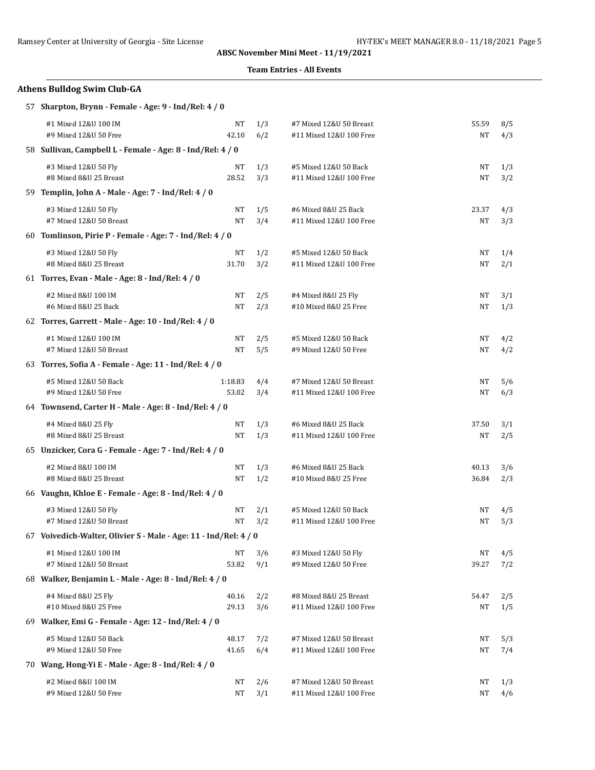**ABSC November Mini Meet - 11/19/2021**

**Team Entries - All Events**

## Athens Bulldog Swim Club-GA

**57 Sharpton, Brynn - Female - Age: 9 - Ind/Rel: 4 / 0**

| Event | Seed | Heat/Lane | Event | Seed | Heat/Lane |
|---|---|---|---|---|---|
| #1 Mixed 12&U 100 IM | NT | 1/3 | #7 Mixed 12&U 50 Breast | 55.59 | 8/5 |
| #9 Mixed 12&U 50 Free | 42.10 | 6/2 | #11 Mixed 12&U 100 Free | NT | 4/3 |

**58 Sullivan, Campbell L - Female - Age: 8 - Ind/Rel: 4 / 0**

| Event | Seed | Heat/Lane | Event | Seed | Heat/Lane |
|---|---|---|---|---|---|
| #3 Mixed 12&U 50 Fly | NT | 1/3 | #5 Mixed 12&U 50 Back | NT | 1/3 |
| #8 Mixed 8&U 25 Breast | 28.52 | 3/3 | #11 Mixed 12&U 100 Free | NT | 3/2 |

**59 Templin, John A - Male - Age: 7 - Ind/Rel: 4 / 0**

| Event | Seed | Heat/Lane | Event | Seed | Heat/Lane |
|---|---|---|---|---|---|
| #3 Mixed 12&U 50 Fly | NT | 1/5 | #6 Mixed 8&U 25 Back | 23.37 | 4/3 |
| #7 Mixed 12&U 50 Breast | NT | 3/4 | #11 Mixed 12&U 100 Free | NT | 3/3 |

**60 Tomlinson, Pirie P - Female - Age: 7 - Ind/Rel: 4 / 0**

| Event | Seed | Heat/Lane | Event | Seed | Heat/Lane |
|---|---|---|---|---|---|
| #3 Mixed 12&U 50 Fly | NT | 1/2 | #5 Mixed 12&U 50 Back | NT | 1/4 |
| #8 Mixed 8&U 25 Breast | 31.70 | 3/2 | #11 Mixed 12&U 100 Free | NT | 2/1 |

**61 Torres, Evan - Male - Age: 8 - Ind/Rel: 4 / 0**

| Event | Seed | Heat/Lane | Event | Seed | Heat/Lane |
|---|---|---|---|---|---|
| #2 Mixed 8&U 100 IM | NT | 2/5 | #4 Mixed 8&U 25 Fly | NT | 3/1 |
| #6 Mixed 8&U 25 Back | NT | 2/3 | #10 Mixed 8&U 25 Free | NT | 1/3 |

**62 Torres, Garrett - Male - Age: 10 - Ind/Rel: 4 / 0**

| Event | Seed | Heat/Lane | Event | Seed | Heat/Lane |
|---|---|---|---|---|---|
| #1 Mixed 12&U 100 IM | NT | 2/5 | #5 Mixed 12&U 50 Back | NT | 4/2 |
| #7 Mixed 12&U 50 Breast | NT | 5/5 | #9 Mixed 12&U 50 Free | NT | 4/2 |

**63 Torres, Sofia A - Female - Age: 11 - Ind/Rel: 4 / 0**

| Event | Seed | Heat/Lane | Event | Seed | Heat/Lane |
|---|---|---|---|---|---|
| #5 Mixed 12&U 50 Back | 1:18.83 | 4/4 | #7 Mixed 12&U 50 Breast | NT | 5/6 |
| #9 Mixed 12&U 50 Free | 53.02 | 3/4 | #11 Mixed 12&U 100 Free | NT | 6/3 |

**64 Townsend, Carter H - Male - Age: 8 - Ind/Rel: 4 / 0**

| Event | Seed | Heat/Lane | Event | Seed | Heat/Lane |
|---|---|---|---|---|---|
| #4 Mixed 8&U 25 Fly | NT | 1/3 | #6 Mixed 8&U 25 Back | 37.50 | 3/1 |
| #8 Mixed 8&U 25 Breast | NT | 1/3 | #11 Mixed 12&U 100 Free | NT | 2/5 |

**65 Unzicker, Cora G - Female - Age: 7 - Ind/Rel: 4 / 0**

| Event | Seed | Heat/Lane | Event | Seed | Heat/Lane |
|---|---|---|---|---|---|
| #2 Mixed 8&U 100 IM | NT | 1/3 | #6 Mixed 8&U 25 Back | 40.13 | 3/6 |
| #8 Mixed 8&U 25 Breast | NT | 1/2 | #10 Mixed 8&U 25 Free | 36.84 | 2/3 |

**66 Vaughn, Khloe E - Female - Age: 8 - Ind/Rel: 4 / 0**

| Event | Seed | Heat/Lane | Event | Seed | Heat/Lane |
|---|---|---|---|---|---|
| #3 Mixed 12&U 50 Fly | NT | 2/1 | #5 Mixed 12&U 50 Back | NT | 4/5 |
| #7 Mixed 12&U 50 Breast | NT | 3/2 | #11 Mixed 12&U 100 Free | NT | 5/3 |

**67 Voivedich-Walter, Olivier S - Male - Age: 11 - Ind/Rel: 4 / 0**

| Event | Seed | Heat/Lane | Event | Seed | Heat/Lane |
|---|---|---|---|---|---|
| #1 Mixed 12&U 100 IM | NT | 3/6 | #3 Mixed 12&U 50 Fly | NT | 4/5 |
| #7 Mixed 12&U 50 Breast | 53.82 | 9/1 | #9 Mixed 12&U 50 Free | 39.27 | 7/2 |

**68 Walker, Benjamin L - Male - Age: 8 - Ind/Rel: 4 / 0**

| Event | Seed | Heat/Lane | Event | Seed | Heat/Lane |
|---|---|---|---|---|---|
| #4 Mixed 8&U 25 Fly | 40.16 | 2/2 | #8 Mixed 8&U 25 Breast | 54.47 | 2/5 |
| #10 Mixed 8&U 25 Free | 29.13 | 3/6 | #11 Mixed 12&U 100 Free | NT | 1/5 |

**69 Walker, Emi G - Female - Age: 12 - Ind/Rel: 4 / 0**

| Event | Seed | Heat/Lane | Event | Seed | Heat/Lane |
|---|---|---|---|---|---|
| #5 Mixed 12&U 50 Back | 48.17 | 7/2 | #7 Mixed 12&U 50 Breast | NT | 5/3 |
| #9 Mixed 12&U 50 Free | 41.65 | 6/4 | #11 Mixed 12&U 100 Free | NT | 7/4 |

**70 Wang, Hong-Yi E - Male - Age: 8 - Ind/Rel: 4 / 0**

| Event | Seed | Heat/Lane | Event | Seed | Heat/Lane |
|---|---|---|---|---|---|
| #2 Mixed 8&U 100 IM | NT | 2/6 | #7 Mixed 12&U 50 Breast | NT | 1/3 |
| #9 Mixed 12&U 50 Free | NT | 3/1 | #11 Mixed 12&U 100 Free | NT | 4/6 |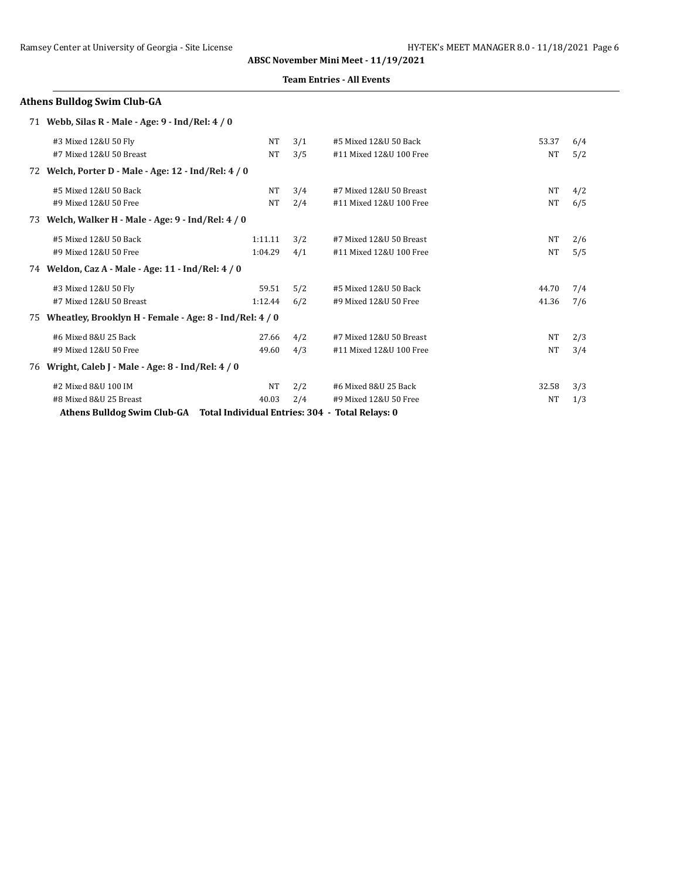**Team Entries - All Events**

## Athens Bulldog Swim Club-GA

### 71 Webb, Silas R - Male - Age: 9 - Ind/Rel: 4 / 0

| | | | | | |
|---|---|---|---|---|---|
| #3 Mixed 12&U 50 Fly | NT | 3/1 | #5 Mixed 12&U 50 Back | 53.37 | 6/4 |
| #7 Mixed 12&U 50 Breast | NT | 3/5 | #11 Mixed 12&U 100 Free | NT | 5/2 |

### 72 Welch, Porter D - Male - Age: 12 - Ind/Rel: 4 / 0

| | | | | | |
|---|---|---|---|---|---|
| #5 Mixed 12&U 50 Back | NT | 3/4 | #7 Mixed 12&U 50 Breast | NT | 4/2 |
| #9 Mixed 12&U 50 Free | NT | 2/4 | #11 Mixed 12&U 100 Free | NT | 6/5 |

### 73 Welch, Walker H - Male - Age: 9 - Ind/Rel: 4 / 0

| | | | | | |
|---|---|---|---|---|---|
| #5 Mixed 12&U 50 Back | 1:11.11 | 3/2 | #7 Mixed 12&U 50 Breast | NT | 2/6 |
| #9 Mixed 12&U 50 Free | 1:04.29 | 4/1 | #11 Mixed 12&U 100 Free | NT | 5/5 |

### 74 Weldon, Caz A - Male - Age: 11 - Ind/Rel: 4 / 0

| | | | | | |
|---|---|---|---|---|---|
| #3 Mixed 12&U 50 Fly | 59.51 | 5/2 | #5 Mixed 12&U 50 Back | 44.70 | 7/4 |
| #7 Mixed 12&U 50 Breast | 1:12.44 | 6/2 | #9 Mixed 12&U 50 Free | 41.36 | 7/6 |

### 75 Wheatley, Brooklyn H - Female - Age: 8 - Ind/Rel: 4 / 0

| | | | | | |
|---|---|---|---|---|---|
| #6 Mixed 8&U 25 Back | 27.66 | 4/2 | #7 Mixed 12&U 50 Breast | NT | 2/3 |
| #9 Mixed 12&U 50 Free | 49.60 | 4/3 | #11 Mixed 12&U 100 Free | NT | 3/4 |

### 76 Wright, Caleb J - Male - Age: 8 - Ind/Rel: 4 / 0

| | | | | | |
|---|---|---|---|---|---|
| #2 Mixed 8&U 100 IM | NT | 2/2 | #6 Mixed 8&U 25 Back | 32.58 | 3/3 |
| #8 Mixed 8&U 25 Breast | 40.03 | 2/4 | #9 Mixed 12&U 50 Free | NT | 1/3 |

**Athens Bulldog Swim Club-GA Total Individual Entries: 304 - Total Relays: 0**